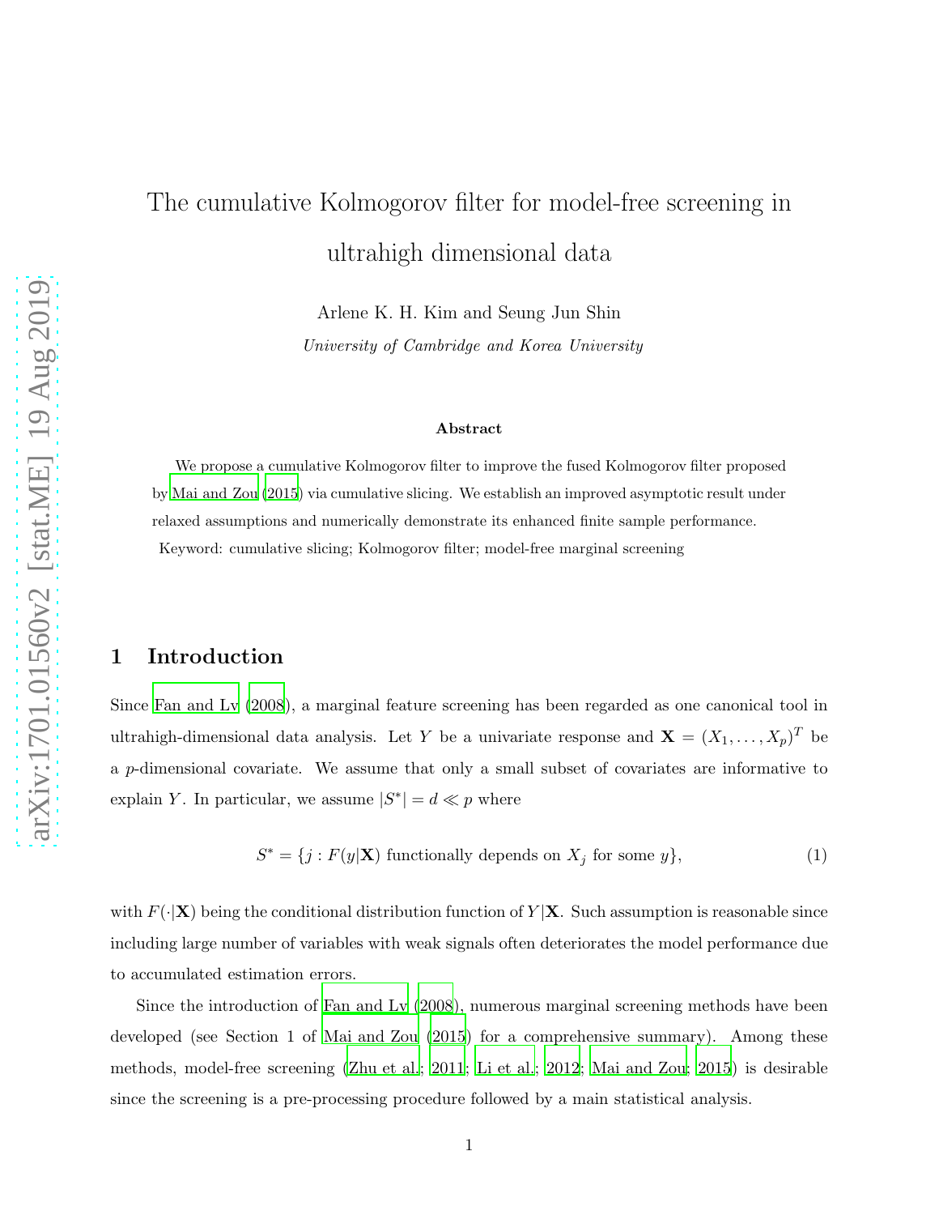# The cumulative Kolmogorov filter for model-free screening in ultrahigh dimensional data

Arlene K. H. Kim and Seung Jun Shin

*University of Cambridge and Korea University*

### Abstract

We propose a cumulative Kolmogorov filter to improve the fused Kolmogorov filter proposed by Mai and Zou (2015) via cumulative slicing. We establish an improved asymptotic result under relaxed assumptions and numerically demonstrate its enhanced finite sample performance.

Keyword: cumulative slicing; Kolmogorov filter; model-free marginal screening

## 1 Introduction

Since Fan and Lv (2008), a marginal feature screening has been regarded as one canonical tool in ultrahigh-dimensional data analysis. Let $Y$ be a univariate response and $\mathbf{X} = (X_1, \ldots, X_p)^T$ be a $p$-dimensional covariate. We assume that only a small subset of covariates are informative to explain $Y$. In particular, we assume $|S^*| = d \ll p$ where

$$S^* = \{j : F(y|\mathbf{X}) \text{ functionally depends on } X_j \text{ for some } y\}, \tag{1}$$

with $F(\cdot|\mathbf{X})$ being the conditional distribution function of $Y|\mathbf{X}$. Such assumption is reasonable since including large number of variables with weak signals often deteriorates the model performance due to accumulated estimation errors.

Since the introduction of Fan and Lv (2008), numerous marginal screening methods have been developed (see Section 1 of Mai and Zou (2015) for a comprehensive summary). Among these methods, model-free screening (Zhu et al., 2011; Li et al., 2012; Mai and Zou, 2015) is desirable since the screening is a pre-processing procedure followed by a main statistical analysis.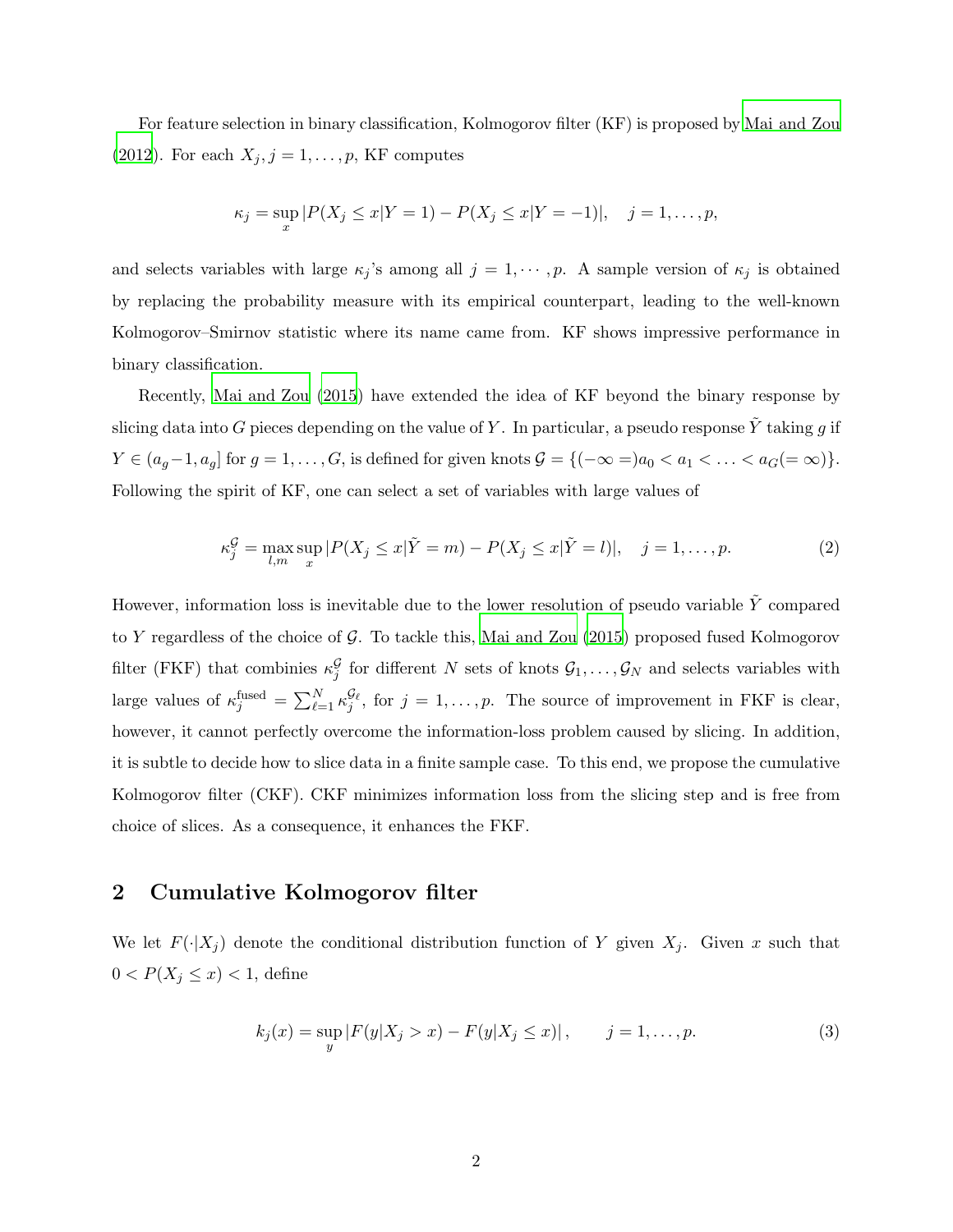For feature selection in binary classification, Kolmogorov filter (KF) is proposed by Mai and Zou (2012). For each $X_j, j = 1, \dots, p$, KF computes

$$\kappa_j = \sup_x |P(X_j \le x|Y = 1) - P(X_j \le x|Y = -1)|, \quad j = 1, \dots, p,$$

and selects variables with large $\kappa_j$'s among all $j = 1, \cdots, p$. A sample version of $\kappa_j$ is obtained by replacing the probability measure with its empirical counterpart, leading to the well-known Kolmogorov–Smirnov statistic where its name came from. KF shows impressive performance in binary classification.

Recently, Mai and Zou (2015) have extended the idea of KF beyond the binary response by slicing data into $G$ pieces depending on the value of $Y$. In particular, a pseudo response $\tilde{Y}$ taking $g$ if $Y \in (a_g - 1, a_g]$ for $g = 1, \dots, G$, is defined for given knots $\mathcal{G} = \{(-\infty =)a_0 < a_1 < \dots < a_G(= \infty)\}$. Following the spirit of KF, one can select a set of variables with large values of

$$\kappa_j^{\mathcal{G}} = \max_{l,m} \sup_x |P(X_j \le x|\tilde{Y} = m) - P(X_j \le x|\tilde{Y} = l)|, \quad j = 1, \dots, p. \tag{2}$$

However, information loss is inevitable due to the lower resolution of pseudo variable $\tilde{Y}$ compared to $Y$ regardless of the choice of $\mathcal{G}$. To tackle this, Mai and Zou (2015) proposed fused Kolmogorov filter (FKF) that combinies $\kappa_j^{\mathcal{G}}$ for different $N$ sets of knots $\mathcal{G}_1, \dots, \mathcal{G}_N$ and selects variables with large values of $\kappa_j^{\text{fused}} = \sum_{\ell=1}^{N} \kappa_j^{\mathcal{G}_\ell}$, for $j = 1, \dots, p$. The source of improvement in FKF is clear, however, it cannot perfectly overcome the information-loss problem caused by slicing. In addition, it is subtle to decide how to slice data in a finite sample case. To this end, we propose the cumulative Kolmogorov filter (CKF). CKF minimizes information loss from the slicing step and is free from choice of slices. As a consequence, it enhances the FKF.

## 2 Cumulative Kolmogorov filter

We let $F(\cdot|X_j)$ denote the conditional distribution function of $Y$ given $X_j$. Given $x$ such that $0 < P(X_j \le x) < 1$, define

$$k_j(x) = \sup_y |F(y|X_j > x) - F(y|X_j \le x)|, \qquad j = 1, \dots, p. \tag{3}$$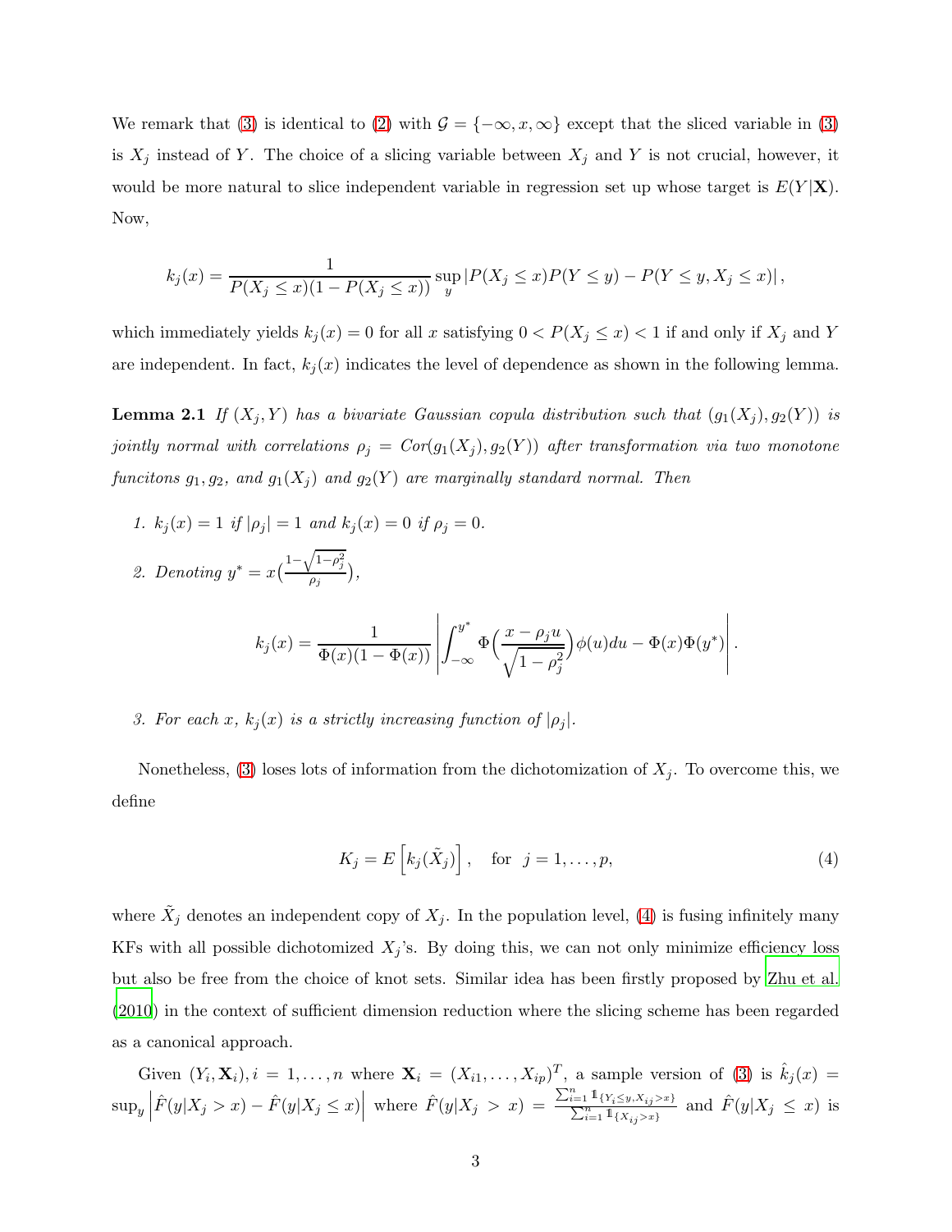We remark that (3) is identical to (2) with $\mathcal{G} = \{-\infty, x, \infty\}$ except that the sliced variable in (3) is $X_j$ instead of $Y$. The choice of a slicing variable between $X_j$ and $Y$ is not crucial, however, it would be more natural to slice independent variable in regression set up whose target is $E(Y|\mathbf{X})$. Now,

$$
k_j(x) = \frac{1}{P(X_j \le x)(1 - P(X_j \le x))} \sup_y |P(X_j \le x)P(Y \le y) - P(Y \le y, X_j \le x)|,
$$

which immediately yields $k_j(x) = 0$ for all $x$ satisfying $0 < P(X_j \le x) < 1$ if and only if $X_j$ and $Y$ are independent. In fact, $k_j(x)$ indicates the level of dependence as shown in the following lemma.

**Lemma 2.1** *If $(X_j, Y)$ has a bivariate Gaussian copula distribution such that $(g_1(X_j), g_2(Y))$ is jointly normal with correlations $\rho_j = Cor(g_1(X_j), g_2(Y))$ after transformation via two monotone funcitons $g_1, g_2$, and $g_1(X_j)$ and $g_2(Y)$ are marginally standard normal. Then*

1. *$k_j(x) = 1$ if $|\rho_j| = 1$ and $k_j(x) = 0$ if $\rho_j = 0$.*
2. *Denoting $y^* = x\big(\frac{1-\sqrt{1-\rho_j^2}}{\rho_j}\big)$,*

$$
k_j(x) = \frac{1}{\Phi(x)(1-\Phi(x))} \left| \int_{-\infty}^{y^*} \Phi\Big(\frac{x - \rho_j u}{\sqrt{1-\rho_j^2}}\Big)\phi(u)du - \Phi(x)\Phi(y^*) \right|.
$$

3. *For each $x$, $k_j(x)$ is a strictly increasing function of $|\rho_j|$.*

Nonetheless, (3) loses lots of information from the dichotomization of $X_j$. To overcome this, we define

$$
K_j = E\left[k_j(\tilde{X}_j)\right], \quad \text{for } \; j = 1, \ldots, p, \tag{4}
$$

where $\tilde{X}_j$ denotes an independent copy of $X_j$. In the population level, (4) is fusing infinitely many KFs with all possible dichotomized $X_j$'s. By doing this, we can not only minimize efficiency loss but also be free from the choice of knot sets. Similar idea has been firstly proposed by Zhu et al. (2010) in the context of sufficient dimension reduction where the slicing scheme has been regarded as a canonical approach.

Given $(Y_i, \mathbf{X}_i), i = 1, \ldots, n$ where $\mathbf{X}_i = (X_{i1}, \ldots, X_{ip})^T$, a sample version of (3) is $\hat{k}_j(x) = \sup_y \left|\hat{F}(y|X_j > x) - \hat{F}(y|X_j \le x)\right|$ where $\hat{F}(y|X_j > x) = \frac{\sum_{i=1}^n \mathbb{1}_{\{Y_i \le y, X_{ij} > x\}}}{\sum_{i=1}^n \mathbb{1}_{\{X_{ij} > x\}}}$ and $\hat{F}(y|X_j \le x)$ is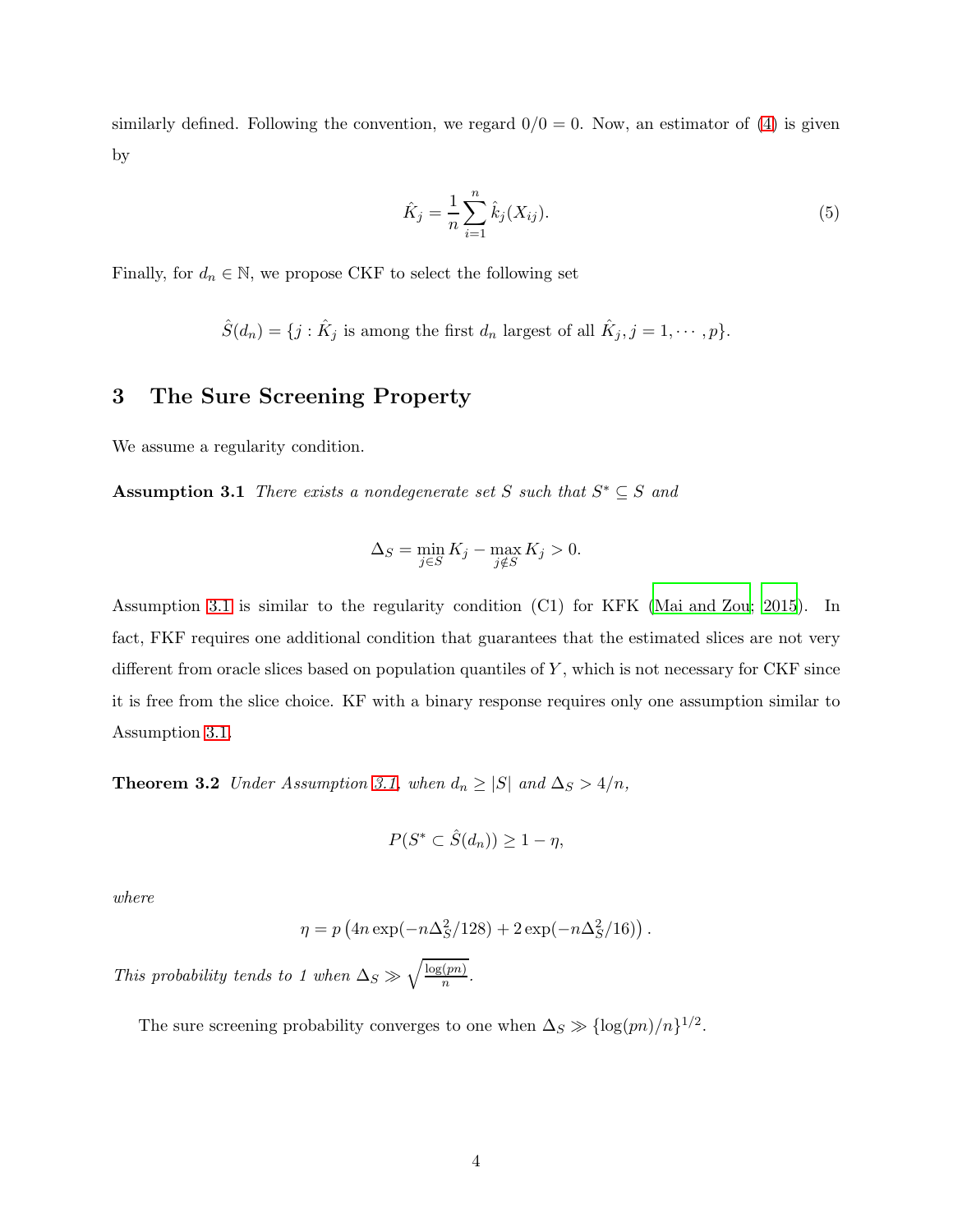similarly defined. Following the convention, we regard $0/0 = 0$. Now, an estimator of (4) is given by

$$\hat{K}_j = \frac{1}{n}\sum_{i=1}^{n} \hat{k}_j(X_{ij}). \tag{5}$$

Finally, for $d_n \in \mathbb{N}$, we propose CKF to select the following set

$$\hat{S}(d_n) = \{j : \hat{K}_j \text{ is among the first } d_n \text{ largest of all } \hat{K}_j, j = 1, \cdots, p\}.$$

## 3 The Sure Screening Property

We assume a regularity condition.

**Assumption 3.1** *There exists a nondegenerate set $S$ such that $S^* \subseteq S$ and*

$$\Delta_S = \min_{j \in S} K_j - \max_{j \notin S} K_j > 0.$$

Assumption 3.1 is similar to the regularity condition (C1) for KFK (Mai and Zou; 2015). In fact, FKF requires one additional condition that guarantees that the estimated slices are not very different from oracle slices based on population quantiles of $Y$, which is not necessary for CKF since it is free from the slice choice. KF with a binary response requires only one assumption similar to Assumption 3.1.

**Theorem 3.2** *Under Assumption 3.1, when $d_n \geq |S|$ and $\Delta_S > 4/n$,*

$$P(S^* \subset \hat{S}(d_n)) \geq 1 - \eta,$$

*where*

$$\eta = p\left(4n\exp(-n\Delta_S^2/128) + 2\exp(-n\Delta_S^2/16)\right).$$

*This probability tends to 1 when $\Delta_S \gg \sqrt{\frac{\log(pn)}{n}}$.*

The sure screening probability converges to one when $\Delta_S \gg \{\log(pn)/n\}^{1/2}$.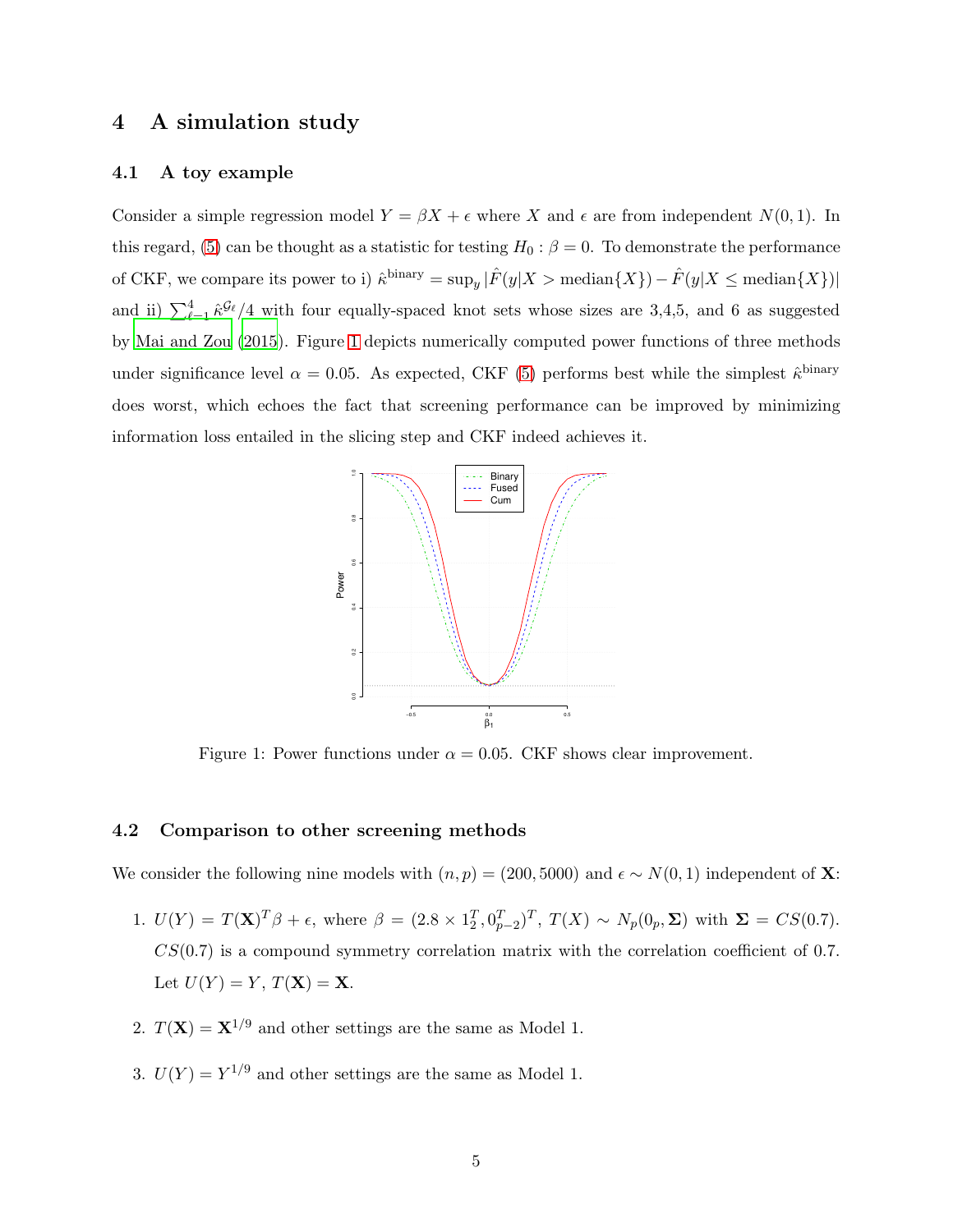## 4 A simulation study

### 4.1 A toy example

Consider a simple regression model $Y = \beta X + \epsilon$ where $X$ and $\epsilon$ are from independent $N(0, 1)$. In this regard, (5) can be thought as a statistic for testing $H_0 : \beta = 0$. To demonstrate the performance of CKF, we compare its power to i) $\hat{\kappa}^{\text{binary}} = \sup_y |\hat{F}(y|X > \text{median}\{X\}) - \hat{F}(y|X \leq \text{median}\{X\})|$ and ii) $\sum_{\ell=1}^{4} \hat{\kappa}^{\mathcal{G}_\ell}/4$ with four equally-spaced knot sets whose sizes are 3,4,5, and 6 as suggested by Mai and Zou (2015). Figure 1 depicts numerically computed power functions of three methods under significance level $\alpha = 0.05$. As expected, CKF (5) performs best while the simplest $\hat{\kappa}^{\text{binary}}$ does worst, which echoes the fact that screening performance can be improved by minimizing information loss entailed in the slicing step and CKF indeed achieves it.

Figure 1: Power functions under $\alpha = 0.05$. CKF shows clear improvement.

### 4.2 Comparison to other screening methods

We consider the following nine models with $(n, p) = (200, 5000)$ and $\epsilon \sim N(0, 1)$ independent of $\mathbf{X}$:

1. $U(Y) = T(\mathbf{X})^T \beta + \epsilon$, where $\beta = (2.8 \times 1_2^T, 0_{p-2}^T)^T$, $T(X) \sim N_p(0_p, \mathbf{\Sigma})$ with $\mathbf{\Sigma} = CS(0.7)$. $CS(0.7)$ is a compound symmetry correlation matrix with the correlation coefficient of 0.7. Let $U(Y) = Y$, $T(\mathbf{X}) = \mathbf{X}$.

2. $T(\mathbf{X}) = \mathbf{X}^{1/9}$ and other settings are the same as Model 1.

3. $U(Y) = Y^{1/9}$ and other settings are the same as Model 1.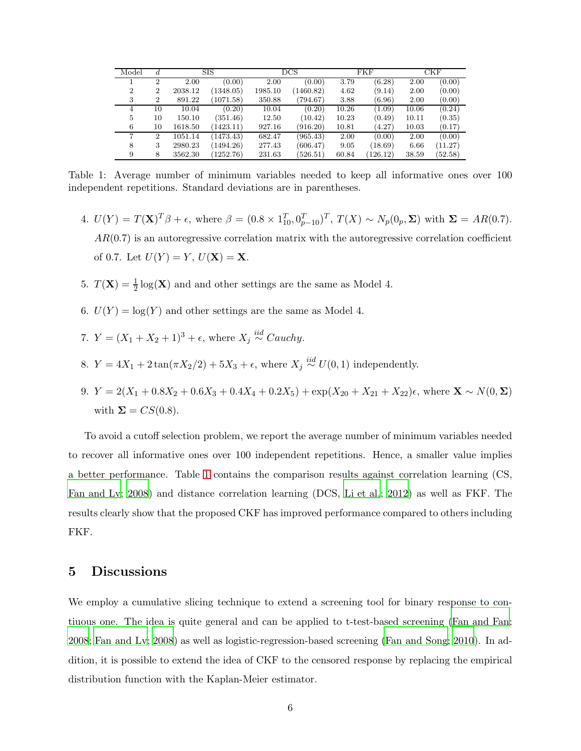| Model | $d$ | SIS | | DCS | | FKF | | CKF | |
|---|---|---|---|---|---|---|---|---|---|
| 1 | 2 | 2.00 | (0.00) | 2.00 | (0.00) | 3.79 | (6.28) | 2.00 | (0.00) |
| 2 | 2 | 2038.12 | (1348.05) | 1985.10 | (1460.82) | 4.62 | (9.14) | 2.00 | (0.00) |
| 3 | 2 | 891.22 | (1071.58) | 350.88 | (794.67) | 3.88 | (6.96) | 2.00 | (0.00) |
| 4 | 10 | 10.04 | (0.20) | 10.04 | (0.20) | 10.26 | (1.09) | 10.06 | (0.24) |
| 5 | 10 | 150.10 | (351.46) | 12.50 | (10.42) | 10.23 | (0.49) | 10.11 | (0.35) |
| 6 | 10 | 1618.50 | (1423.11) | 927.16 | (916.20) | 10.81 | (4.27) | 10.03 | (0.17) |
| 7 | 2 | 1051.14 | (1473.43) | 682.47 | (965.43) | 2.00 | (0.00) | 2.00 | (0.00) |
| 8 | 3 | 2980.23 | (1494.26) | 277.43 | (606.47) | 9.05 | (18.69) | 6.66 | (11.27) |
| 9 | 8 | 3562.30 | (1252.76) | 231.63 | (526.51) | 60.84 | (126.12) | 38.59 | (52.58) |

Table 1: Average number of minimum variables needed to keep all informative ones over 100 independent repetitions. Standard deviations are in parentheses.

4. $U(Y) = T(\mathbf{X})^T\beta + \epsilon$, where $\beta = (0.8 \times 1_{10}^T, 0_{p-10}^T)^T$, $T(X) \sim N_p(0_p, \mathbf{\Sigma})$ with $\mathbf{\Sigma} = AR(0.7)$. $AR(0.7)$ is an autoregressive correlation matrix with the autoregressive correlation coefficient of 0.7. Let $U(Y) = Y$, $U(\mathbf{X}) = \mathbf{X}$.

5. $T(\mathbf{X}) = \frac{1}{2}\log(\mathbf{X})$ and and other settings are the same as Model 4.

6. $U(Y) = \log(Y)$ and other settings are the same as Model 4.

7. $Y = (X_1 + X_2 + 1)^3 + \epsilon$, where $X_j \overset{iid}{\sim} Cauchy$.

8. $Y = 4X_1 + 2\tan(\pi X_2/2) + 5X_3 + \epsilon$, where $X_j \overset{iid}{\sim} U(0,1)$ independently.

9. $Y = 2(X_1 + 0.8X_2 + 0.6X_3 + 0.4X_4 + 0.2X_5) + \exp(X_{20} + X_{21} + X_{22})\epsilon$, where $\mathbf{X} \sim N(0, \mathbf{\Sigma})$ with $\mathbf{\Sigma} = CS(0.8)$.

To avoid a cutoff selection problem, we report the average number of minimum variables needed to recover all informative ones over 100 independent repetitions. Hence, a smaller value implies a better performance. Table 1 contains the comparison results against correlation learning (CS, Fan and Lv; 2008) and distance correlation learning (DCS, Li et al.; 2012) as well as FKF. The results clearly show that the proposed CKF has improved performance compared to others including FKF.

## 5 Discussions

We employ a cumulative slicing technique to extend a screening tool for binary response to contiuous one. The idea is quite general and can be applied to t-test-based screening (Fan and Fan; 2008; Fan and Lv; 2008) as well as logistic-regression-based screening (Fan and Song; 2010). In addition, it is possible to extend the idea of CKF to the censored response by replacing the empirical distribution function with the Kaplan-Meier estimator.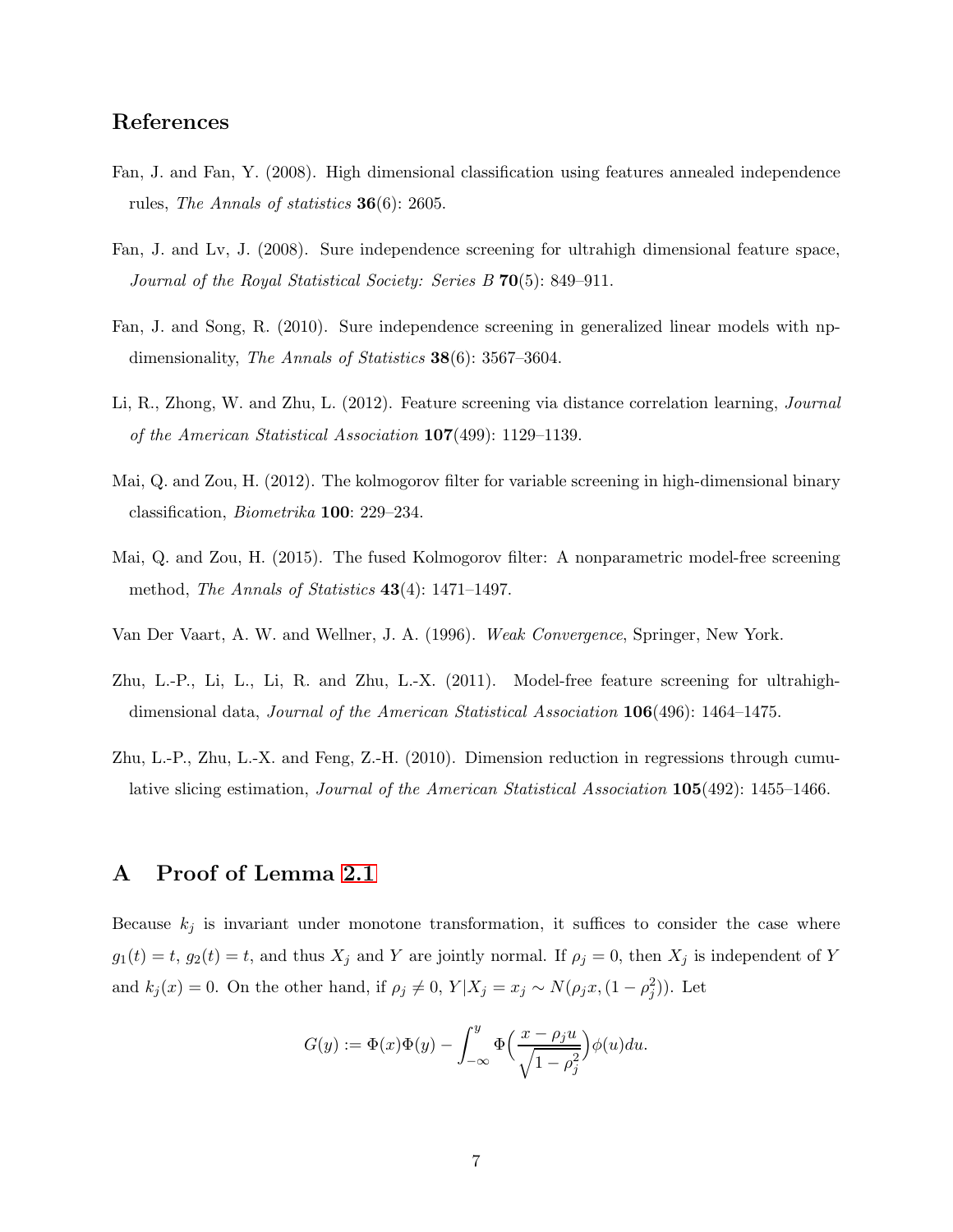## References

Fan, J. and Fan, Y. (2008). High dimensional classification using features annealed independence rules, *The Annals of statistics* **36**(6): 2605.

Fan, J. and Lv, J. (2008). Sure independence screening for ultrahigh dimensional feature space, *Journal of the Royal Statistical Society: Series B* **70**(5): 849–911.

Fan, J. and Song, R. (2010). Sure independence screening in generalized linear models with np-dimensionality, *The Annals of Statistics* **38**(6): 3567–3604.

Li, R., Zhong, W. and Zhu, L. (2012). Feature screening via distance correlation learning, *Journal of the American Statistical Association* **107**(499): 1129–1139.

Mai, Q. and Zou, H. (2012). The kolmogorov filter for variable screening in high-dimensional binary classification, *Biometrika* **100**: 229–234.

Mai, Q. and Zou, H. (2015). The fused Kolmogorov filter: A nonparametric model-free screening method, *The Annals of Statistics* **43**(4): 1471–1497.

Van Der Vaart, A. W. and Wellner, J. A. (1996). *Weak Convergence*, Springer, New York.

Zhu, L.-P., Li, L., Li, R. and Zhu, L.-X. (2011). Model-free feature screening for ultrahigh-dimensional data, *Journal of the American Statistical Association* **106**(496): 1464–1475.

Zhu, L.-P., Zhu, L.-X. and Feng, Z.-H. (2010). Dimension reduction in regressions through cumulative slicing estimation, *Journal of the American Statistical Association* **105**(492): 1455–1466.

# A Proof of Lemma 2.1

Because $k_j$ is invariant under monotone transformation, it suffices to consider the case where $g_1(t) = t$, $g_2(t) = t$, and thus $X_j$ and $Y$ are jointly normal. If $\rho_j = 0$, then $X_j$ is independent of $Y$ and $k_j(x) = 0$. On the other hand, if $\rho_j \neq 0$, $Y|X_j = x_j \sim N(\rho_j x, (1-\rho_j^2))$. Let

$$G(y) := \Phi(x)\Phi(y) - \int_{-\infty}^{y} \Phi\Big(\frac{x - \rho_j u}{\sqrt{1-\rho_j^2}}\Big)\phi(u)du.$$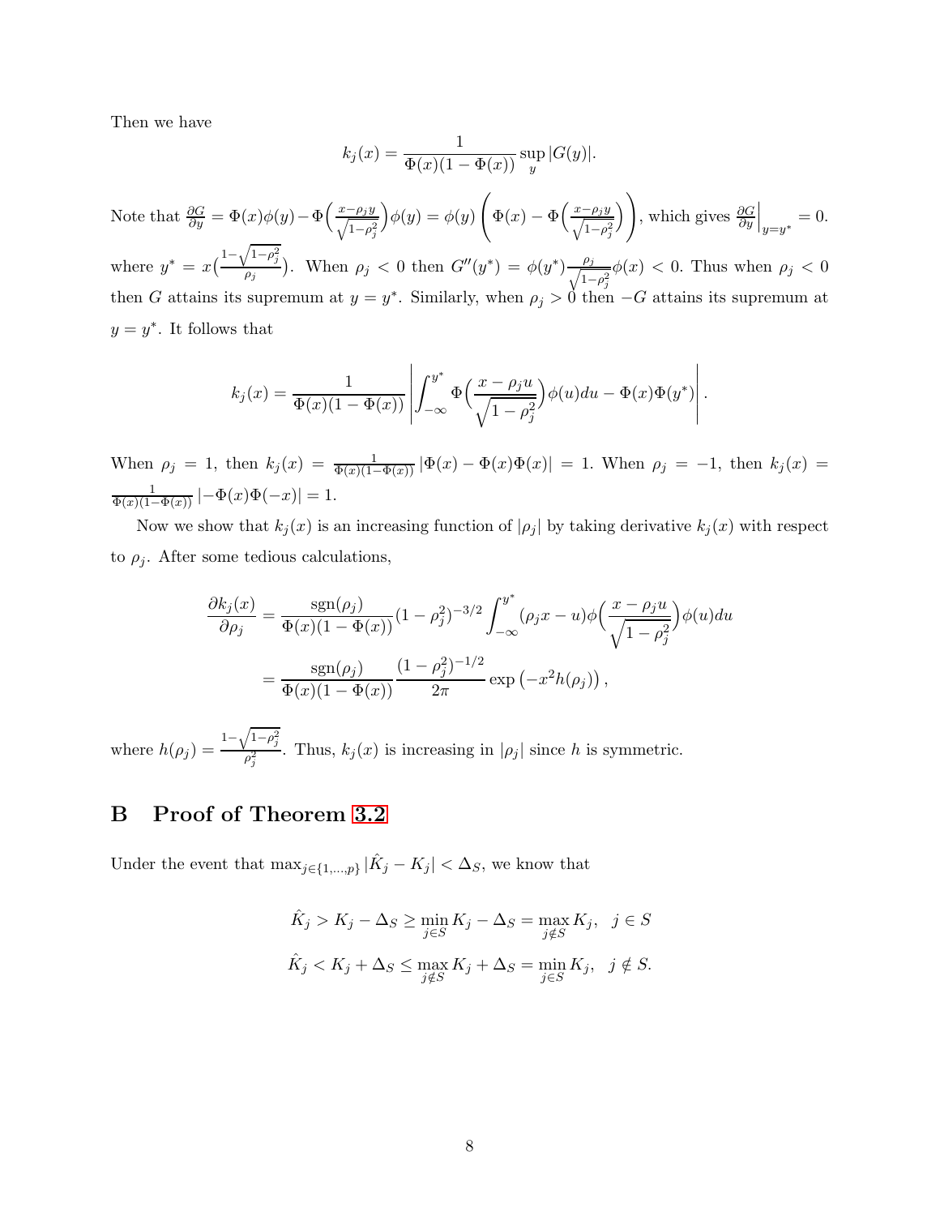Then we have

$$k_j(x) = \frac{1}{\Phi(x)(1-\Phi(x))}\sup_y |G(y)|.$$

Note that $\frac{\partial G}{\partial y} = \Phi(x)\phi(y) - \Phi\Big(\frac{x-\rho_j y}{\sqrt{1-\rho_j^2}}\Big)\phi(y) = \phi(y)\left(\Phi(x) - \Phi\Big(\frac{x-\rho_j y}{\sqrt{1-\rho_j^2}}\Big)\right)$, which gives $\frac{\partial G}{\partial y}\Big|_{y=y^*} = 0$. where $y^* = x\big(\frac{1-\sqrt{1-\rho_j^2}}{\rho_j}\big)$. When $\rho_j < 0$ then $G''(y^*) = \phi(y^*)\frac{\rho_j}{\sqrt{1-\rho_j^2}}\phi(x) < 0$. Thus when $\rho_j < 0$ then $G$ attains its supremum at $y = y^*$. Similarly, when $\rho_j > 0$ then $-G$ attains its supremum at $y = y^*$. It follows that

$$k_j(x) = \frac{1}{\Phi(x)(1-\Phi(x))}\left|\int_{-\infty}^{y^*}\Phi\Big(\frac{x-\rho_j u}{\sqrt{1-\rho_j^2}}\Big)\phi(u)du - \Phi(x)\Phi(y^*)\right|.$$

When $\rho_j = 1$, then $k_j(x) = \frac{1}{\Phi(x)(1-\Phi(x))}|\Phi(x) - \Phi(x)\Phi(x)| = 1$. When $\rho_j = -1$, then $k_j(x) = \frac{1}{\Phi(x)(1-\Phi(x))}|-\Phi(x)\Phi(-x)| = 1$.

Now we show that $k_j(x)$ is an increasing function of $|\rho_j|$ by taking derivative $k_j(x)$ with respect to $\rho_j$. After some tedious calculations,

$$\begin{aligned}
\frac{\partial k_j(x)}{\partial \rho_j} &= \frac{\operatorname{sgn}(\rho_j)}{\Phi(x)(1-\Phi(x))}(1-\rho_j^2)^{-3/2}\int_{-\infty}^{y^*}(\rho_j x - u)\phi\Big(\frac{x-\rho_j u}{\sqrt{1-\rho_j^2}}\Big)\phi(u)du \\
&= \frac{\operatorname{sgn}(\rho_j)}{\Phi(x)(1-\Phi(x))}\frac{(1-\rho_j^2)^{-1/2}}{2\pi}\exp\left(-x^2 h(\rho_j)\right),
\end{aligned}$$

where $h(\rho_j) = \frac{1-\sqrt{1-\rho_j^2}}{\rho_j^2}$. Thus, $k_j(x)$ is increasing in $|\rho_j|$ since $h$ is symmetric.

# B Proof of Theorem 3.2

Under the event that $\max_{j\in\{1,\ldots,p\}}|\hat{K}_j - K_j| < \Delta_S$, we know that

$$\hat{K}_j > K_j - \Delta_S \geq \min_{j\in S} K_j - \Delta_S = \max_{j\notin S} K_j, \quad j \in S$$

$$\hat{K}_j < K_j + \Delta_S \leq \max_{j\notin S} K_j + \Delta_S = \min_{j\in S} K_j, \quad j \notin S.$$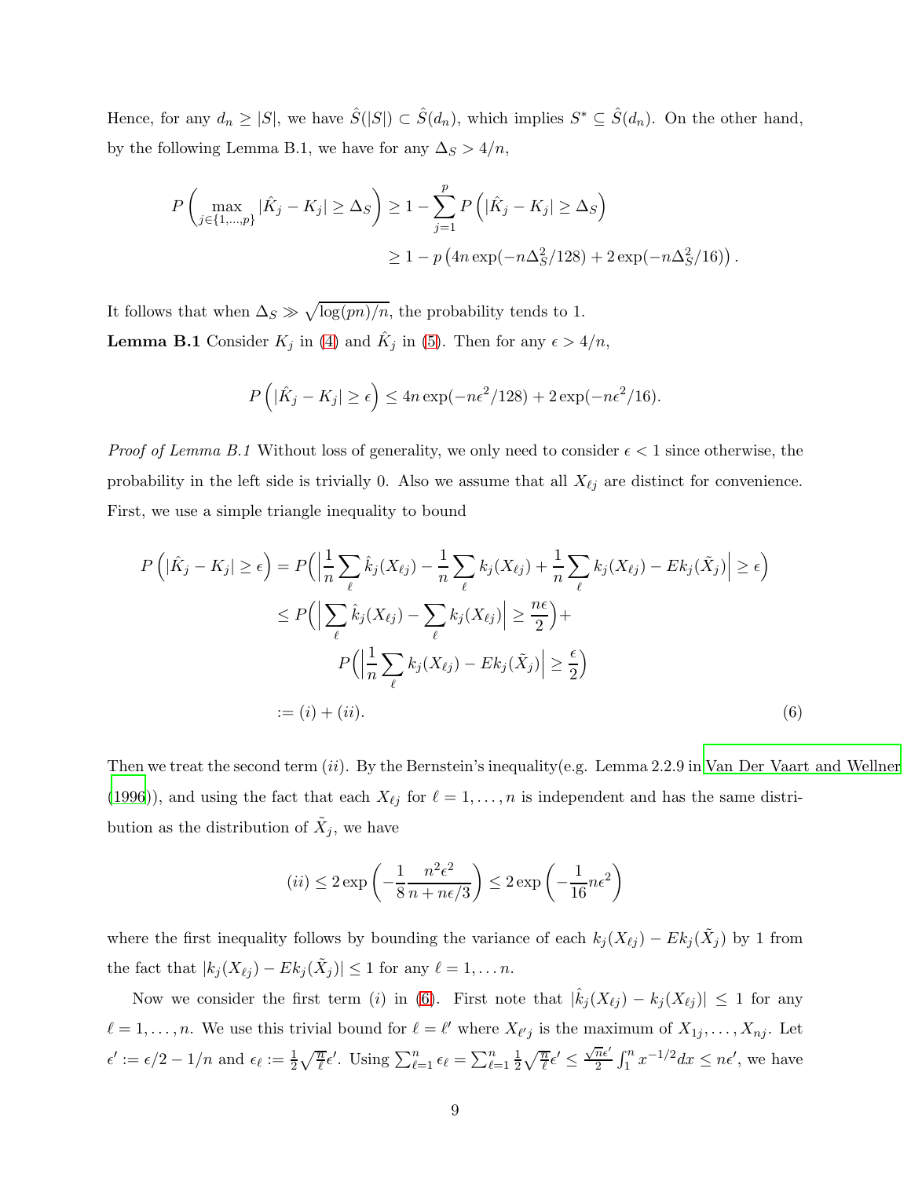Hence, for any $d_n \geq |S|$, we have $\hat{S}(|S|) \subset \hat{S}(d_n)$, which implies $S^* \subseteq \hat{S}(d_n)$. On the other hand, by the following Lemma B.1, we have for any $\Delta_S > 4/n$,

$$
\begin{aligned}
P\left(\max_{j\in\{1,\ldots,p\}} |\hat{K}_j - K_j| \geq \Delta_S\right) &\geq 1 - \sum_{j=1}^{p} P\left(|\hat{K}_j - K_j| \geq \Delta_S\right) \\
&\geq 1 - p\left(4n\exp(-n\Delta_S^2/128) + 2\exp(-n\Delta_S^2/16)\right).
\end{aligned}
$$

It follows that when $\Delta_S \gg \sqrt{\log(pn)/n}$, the probability tends to 1.

**Lemma B.1** Consider $K_j$ in (4) and $\hat{K}_j$ in (5). Then for any $\epsilon > 4/n$,

$$
P\left(|\hat{K}_j - K_j| \geq \epsilon\right) \leq 4n\exp(-n\epsilon^2/128) + 2\exp(-n\epsilon^2/16).
$$

*Proof of Lemma B.1* Without loss of generality, we only need to consider $\epsilon < 1$ since otherwise, the probability in the left side is trivially 0. Also we assume that all $X_{\ell j}$ are distinct for convenience. First, we use a simple triangle inequality to bound

$$
\begin{aligned}
P\left(|\hat{K}_j - K_j| \geq \epsilon\right) &= P\Big(\Big|\frac{1}{n}\sum_\ell \hat{k}_j(X_{\ell j}) - \frac{1}{n}\sum_\ell k_j(X_{\ell j}) + \frac{1}{n}\sum_\ell k_j(X_{\ell j}) - Ek_j(\tilde{X}_j)\Big| \geq \epsilon\Big) \\
&\leq P\Big(\Big|\sum_\ell \hat{k}_j(X_{\ell j}) - \sum_\ell k_j(X_{\ell j})\Big| \geq \frac{n\epsilon}{2}\Big) + \\
&\qquad P\Big(\Big|\frac{1}{n}\sum_\ell k_j(X_{\ell j}) - Ek_j(\tilde{X}_j)\Big| \geq \frac{\epsilon}{2}\Big) \\
&:= (i) + (ii).
\end{aligned}
\tag{6}
$$

Then we treat the second term $(ii)$. By the Bernstein's inequality(e.g. Lemma 2.2.9 in Van Der Vaart and Wellner (1996)), and using the fact that each $X_{\ell j}$ for $\ell = 1, \ldots, n$ is independent and has the same distribution as the distribution of $\tilde{X}_j$, we have

$$
(ii) \leq 2\exp\left(-\frac{1}{8}\frac{n^2\epsilon^2}{n + n\epsilon/3}\right) \leq 2\exp\left(-\frac{1}{16}n\epsilon^2\right)
$$

where the first inequality follows by bounding the variance of each $k_j(X_{\ell j}) - Ek_j(\tilde{X}_j)$ by 1 from the fact that $|k_j(X_{\ell j}) - Ek_j(\tilde{X}_j)| \leq 1$ for any $\ell = 1, \ldots n$.

Now we consider the first term $(i)$ in (6). First note that $|\hat{k}_j(X_{\ell j}) - k_j(X_{\ell j})| \leq 1$ for any $\ell = 1, \ldots, n$. We use this trivial bound for $\ell = \ell'$ where $X_{\ell' j}$ is the maximum of $X_{1j}, \ldots, X_{nj}$. Let $\epsilon' := \epsilon/2 - 1/n$ and $\epsilon_\ell := \frac{1}{2}\sqrt{\frac{n}{\ell}}\epsilon'$. Using $\sum_{\ell=1}^n \epsilon_\ell = \sum_{\ell=1}^n \frac{1}{2}\sqrt{\frac{n}{\ell}}\epsilon' \leq \frac{\sqrt{n}\epsilon'}{2}\int_1^n x^{-1/2}dx \leq n\epsilon'$, we have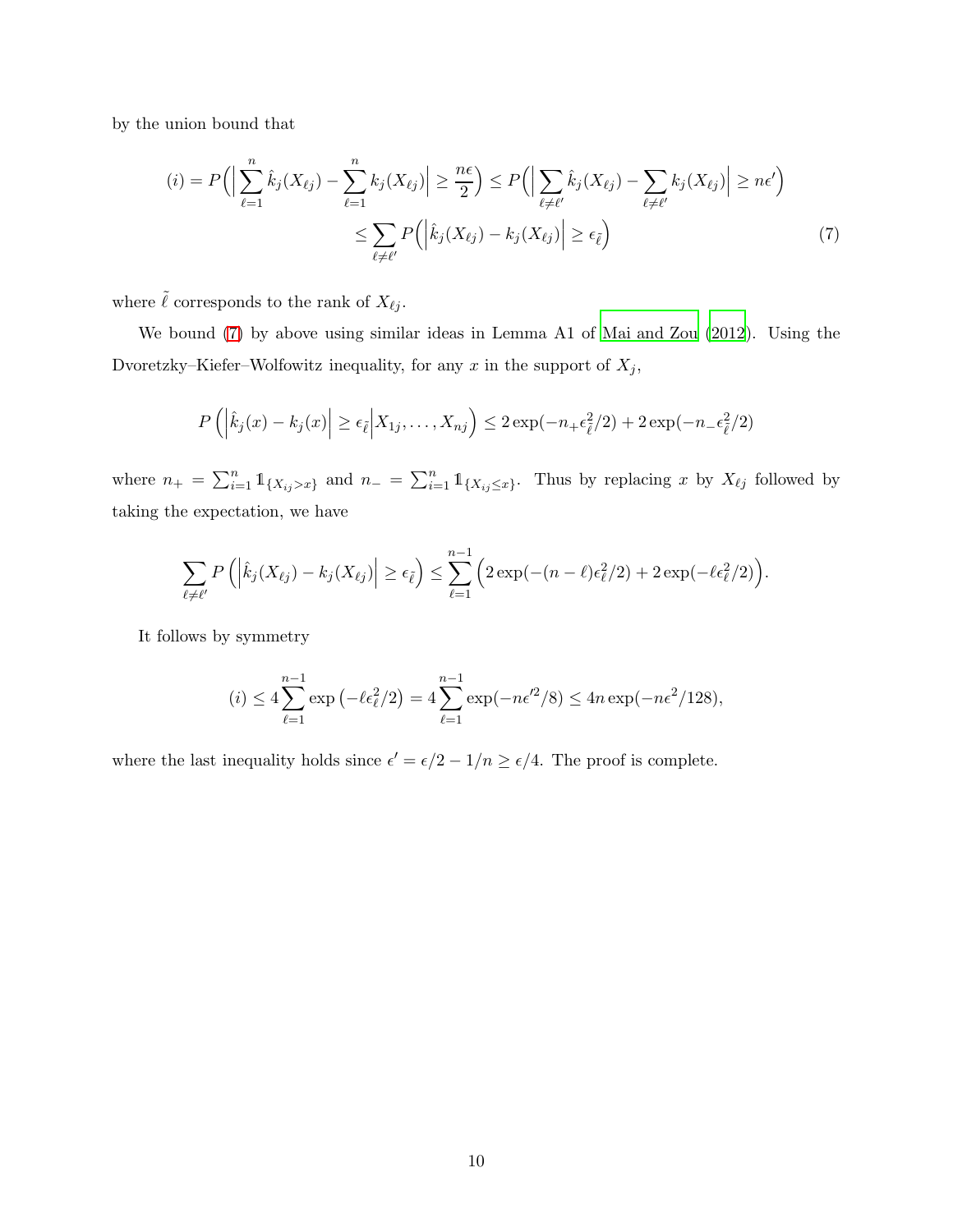by the union bound that

$$
\begin{aligned}
(i) = P\Big( \Big| \sum_{\ell=1}^{n} \hat{k}_j(X_{\ell j}) - \sum_{\ell=1}^{n} k_j(X_{\ell j}) \Big| \geq \frac{n\epsilon}{2} \Big) &\leq P\Big( \Big| \sum_{\ell \neq \ell'} \hat{k}_j(X_{\ell j}) - \sum_{\ell \neq \ell'} k_j(X_{\ell j}) \Big| \geq n\epsilon' \Big) \\
&\leq \sum_{\ell \neq \ell'} P\Big( \Big| \hat{k}_j(X_{\ell j}) - k_j(X_{\ell j}) \Big| \geq \epsilon_{\tilde{\ell}} \Big) \qquad (7)
\end{aligned}
$$

where $\tilde{\ell}$ corresponds to the rank of $X_{\ell j}$.

We bound (7) by above using similar ideas in Lemma A1 of Mai and Zou (2012). Using the Dvoretzky–Kiefer–Wolfowitz inequality, for any $x$ in the support of $X_j$,

$$
P\left( \left| \hat{k}_j(x) - k_j(x) \right| \geq \epsilon_{\tilde{\ell}} \middle| X_{1j}, \ldots, X_{nj} \right) \leq 2\exp(-n_+ \epsilon_{\tilde{\ell}}^2/2) + 2\exp(-n_- \epsilon_{\tilde{\ell}}^2/2)
$$

where $n_+ = \sum_{i=1}^{n} \mathbb{1}_{\{X_{ij} > x\}}$ and $n_- = \sum_{i=1}^{n} \mathbb{1}_{\{X_{ij} \leq x\}}$. Thus by replacing $x$ by $X_{\ell j}$ followed by taking the expectation, we have

$$
\sum_{\ell \neq \ell'} P\left( \left| \hat{k}_j(X_{\ell j}) - k_j(X_{\ell j}) \right| \geq \epsilon_{\tilde{\ell}} \right) \leq \sum_{\ell=1}^{n-1} \Big( 2\exp(-(n-\ell)\epsilon_{\ell}^2/2) + 2\exp(-\ell \epsilon_{\ell}^2/2) \Big).
$$

It follows by symmetry

$$
(i) \leq 4 \sum_{\ell=1}^{n-1} \exp\left(-\ell \epsilon_{\ell}^2/2\right) = 4 \sum_{\ell=1}^{n-1} \exp(-n\epsilon'^2/8) \leq 4n\exp(-n\epsilon^2/128),
$$

where the last inequality holds since $\epsilon' = \epsilon/2 - 1/n \geq \epsilon/4$. The proof is complete.